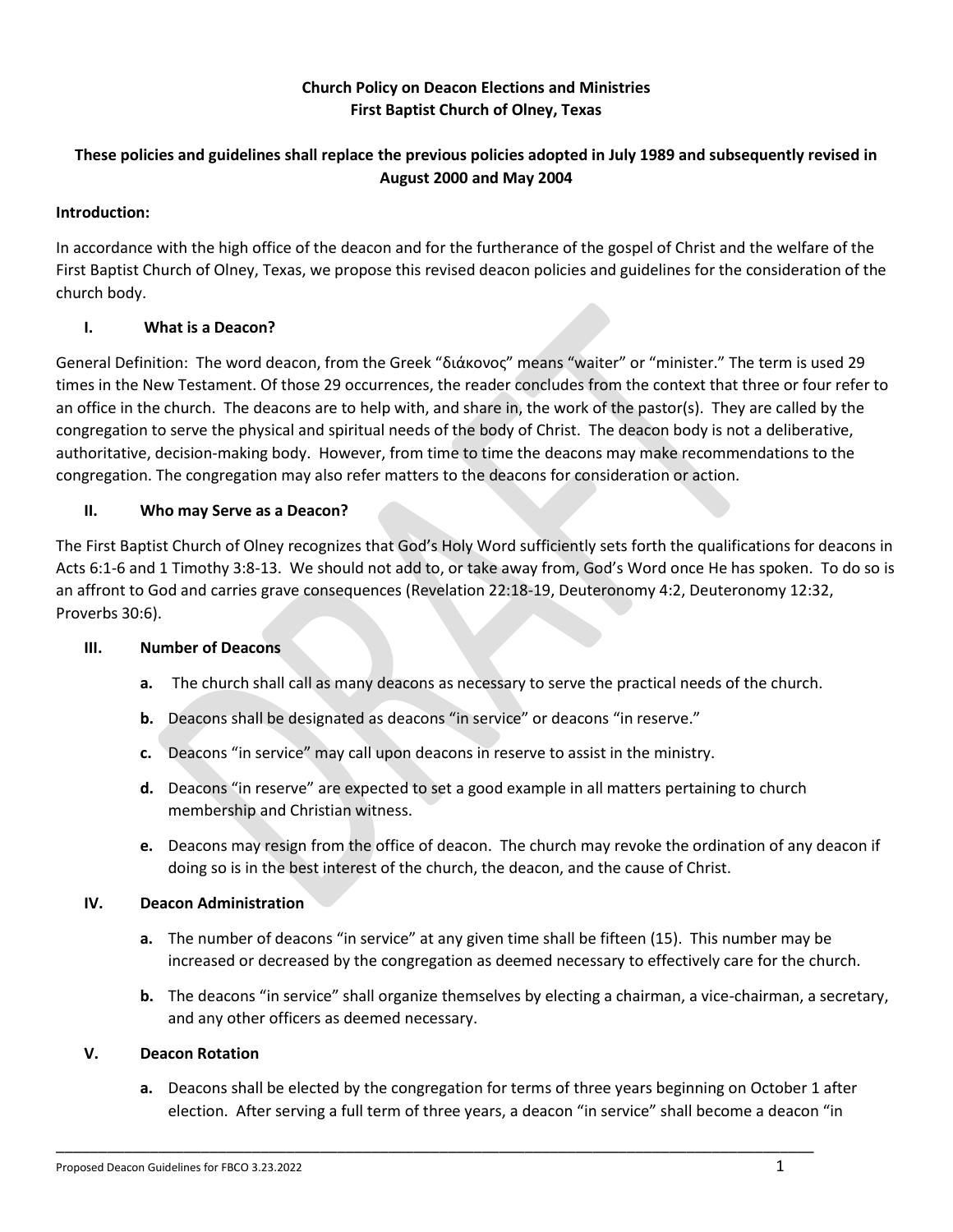**Church Policy on Deacon Elections and Ministries**
**First Baptist Church of Olney, Texas**

**These policies and guidelines shall replace the previous policies adopted in July 1989 and subsequently revised in August 2000 and May 2004**

**Introduction:**

In accordance with the high office of the deacon and for the furtherance of the gospel of Christ and the welfare of the First Baptist Church of Olney, Texas, we propose this revised deacon policies and guidelines for the consideration of the church body.

## I. What is a Deacon?

General Definition: The word deacon, from the Greek "διάκονος" means "waiter" or "minister." The term is used 29 times in the New Testament. Of those 29 occurrences, the reader concludes from the context that three or four refer to an office in the church. The deacons are to help with, and share in, the work of the pastor(s). They are called by the congregation to serve the physical and spiritual needs of the body of Christ. The deacon body is not a deliberative, authoritative, decision-making body. However, from time to time the deacons may make recommendations to the congregation. The congregation may also refer matters to the deacons for consideration or action.

## II. Who may Serve as a Deacon?

The First Baptist Church of Olney recognizes that God's Holy Word sufficiently sets forth the qualifications for deacons in Acts 6:1-6 and 1 Timothy 3:8-13. We should not add to, or take away from, God's Word once He has spoken. To do so is an affront to God and carries grave consequences (Revelation 22:18-19, Deuteronomy 4:2, Deuteronomy 12:32, Proverbs 30:6).

## III. Number of Deacons

- **a.** The church shall call as many deacons as necessary to serve the practical needs of the church.
- **b.** Deacons shall be designated as deacons "in service" or deacons "in reserve."
- **c.** Deacons "in service" may call upon deacons in reserve to assist in the ministry.
- **d.** Deacons "in reserve" are expected to set a good example in all matters pertaining to church membership and Christian witness.
- **e.** Deacons may resign from the office of deacon. The church may revoke the ordination of any deacon if doing so is in the best interest of the church, the deacon, and the cause of Christ.

## IV. Deacon Administration

- **a.** The number of deacons "in service" at any given time shall be fifteen (15). This number may be increased or decreased by the congregation as deemed necessary to effectively care for the church.
- **b.** The deacons "in service" shall organize themselves by electing a chairman, a vice-chairman, a secretary, and any other officers as deemed necessary.

## V. Deacon Rotation

- **a.** Deacons shall be elected by the congregation for terms of three years beginning on October 1 after election. After serving a full term of three years, a deacon "in service" shall become a deacon "in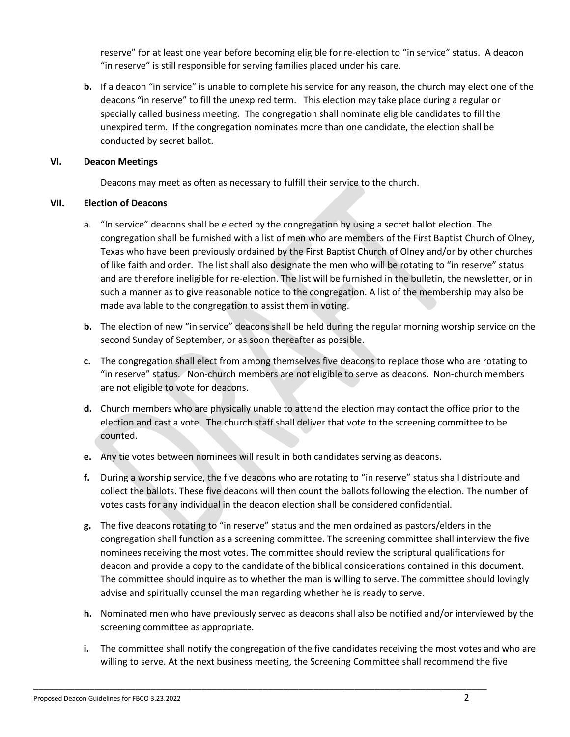reserve" for at least one year before becoming eligible for re-election to "in service" status. A deacon "in reserve" is still responsible for serving families placed under his care.

**b.** If a deacon "in service" is unable to complete his service for any reason, the church may elect one of the deacons "in reserve" to fill the unexpired term. This election may take place during a regular or specially called business meeting. The congregation shall nominate eligible candidates to fill the unexpired term. If the congregation nominates more than one candidate, the election shall be conducted by secret ballot.

## VI. Deacon Meetings

Deacons may meet as often as necessary to fulfill their service to the church.

## VII. Election of Deacons

a. "In service" deacons shall be elected by the congregation by using a secret ballot election. The congregation shall be furnished with a list of men who are members of the First Baptist Church of Olney, Texas who have been previously ordained by the First Baptist Church of Olney and/or by other churches of like faith and order. The list shall also designate the men who will be rotating to "in reserve" status and are therefore ineligible for re-election. The list will be furnished in the bulletin, the newsletter, or in such a manner as to give reasonable notice to the congregation. A list of the membership may also be made available to the congregation to assist them in voting.

**b.** The election of new "in service" deacons shall be held during the regular morning worship service on the second Sunday of September, or as soon thereafter as possible.

**c.** The congregation shall elect from among themselves five deacons to replace those who are rotating to "in reserve" status. Non-church members are not eligible to serve as deacons. Non-church members are not eligible to vote for deacons.

**d.** Church members who are physically unable to attend the election may contact the office prior to the election and cast a vote. The church staff shall deliver that vote to the screening committee to be counted.

**e.** Any tie votes between nominees will result in both candidates serving as deacons.

**f.** During a worship service, the five deacons who are rotating to "in reserve" status shall distribute and collect the ballots. These five deacons will then count the ballots following the election. The number of votes casts for any individual in the deacon election shall be considered confidential.

**g.** The five deacons rotating to "in reserve" status and the men ordained as pastors/elders in the congregation shall function as a screening committee. The screening committee shall interview the five nominees receiving the most votes. The committee should review the scriptural qualifications for deacon and provide a copy to the candidate of the biblical considerations contained in this document. The committee should inquire as to whether the man is willing to serve. The committee should lovingly advise and spiritually counsel the man regarding whether he is ready to serve.

**h.** Nominated men who have previously served as deacons shall also be notified and/or interviewed by the screening committee as appropriate.

**i.** The committee shall notify the congregation of the five candidates receiving the most votes and who are willing to serve. At the next business meeting, the Screening Committee shall recommend the five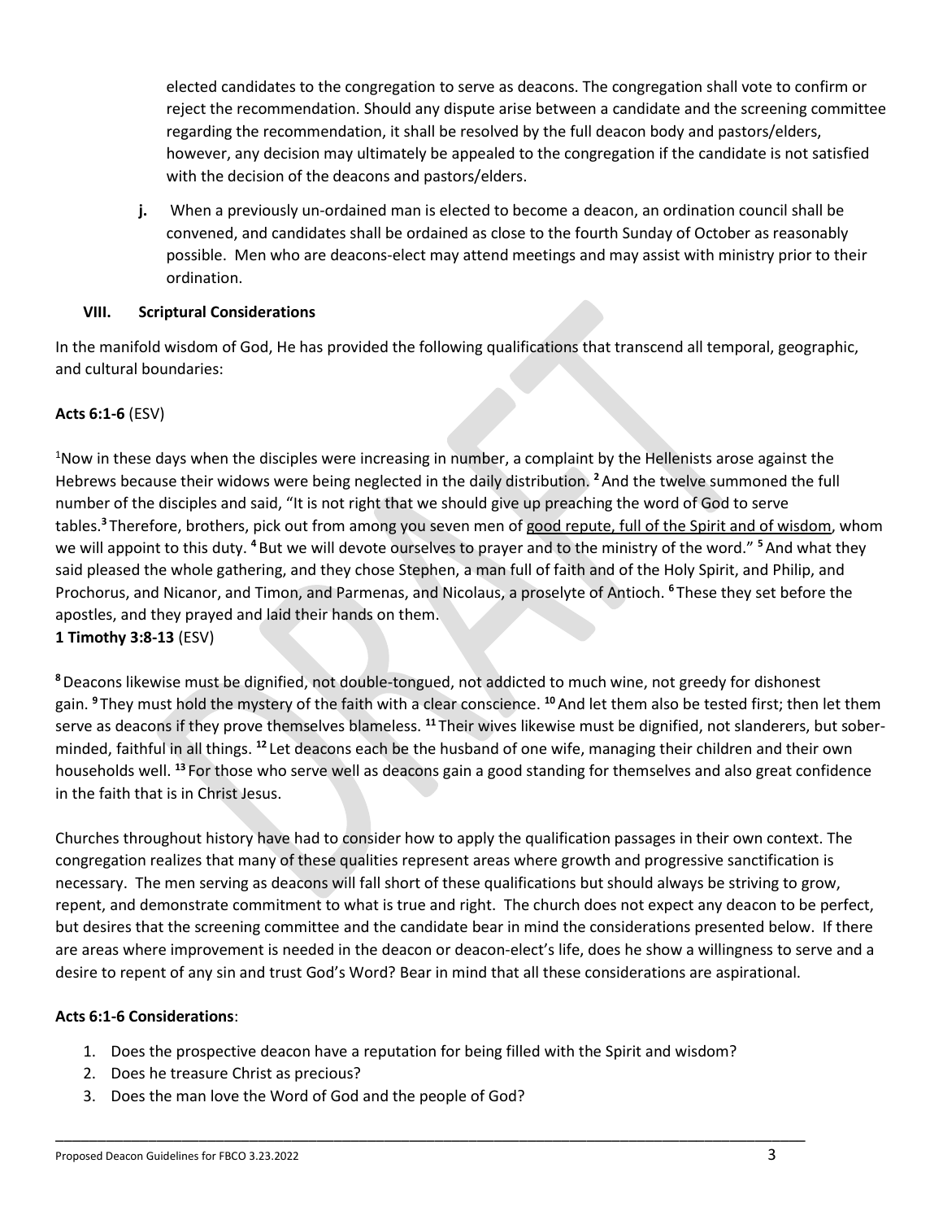elected candidates to the congregation to serve as deacons. The congregation shall vote to confirm or reject the recommendation. Should any dispute arise between a candidate and the screening committee regarding the recommendation, it shall be resolved by the full deacon body and pastors/elders, however, any decision may ultimately be appealed to the congregation if the candidate is not satisfied with the decision of the deacons and pastors/elders.

**j.** When a previously un-ordained man is elected to become a deacon, an ordination council shall be convened, and candidates shall be ordained as close to the fourth Sunday of October as reasonably possible. Men who are deacons-elect may attend meetings and may assist with ministry prior to their ordination.

## VIII. Scriptural Considerations

In the manifold wisdom of God, He has provided the following qualifications that transcend all temporal, geographic, and cultural boundaries:

**Acts 6:1-6** (ESV)

[1]Now in these days when the disciples were increasing in number, a complaint by the Hellenists arose against the Hebrews because their widows were being neglected in the daily distribution. **[2]** And the twelve summoned the full number of the disciples and said, "It is not right that we should give up preaching the word of God to serve tables.**[3]** Therefore, brothers, pick out from among you seven men of <u>good repute, full of the Spirit and of wisdom</u>, whom we will appoint to this duty. **[4]** But we will devote ourselves to prayer and to the ministry of the word." **[5]** And what they said pleased the whole gathering, and they chose Stephen, a man full of faith and of the Holy Spirit, and Philip, and Prochorus, and Nicanor, and Timon, and Parmenas, and Nicolaus, a proselyte of Antioch. **[6]** These they set before the apostles, and they prayed and laid their hands on them.

**1 Timothy 3:8-13** (ESV)

**[8]** Deacons likewise must be dignified, not double-tongued, not addicted to much wine, not greedy for dishonest gain. **[9]** They must hold the mystery of the faith with a clear conscience. **[10]** And let them also be tested first; then let them serve as deacons if they prove themselves blameless. **[11]** Their wives likewise must be dignified, not slanderers, but sober-minded, faithful in all things. **[12]** Let deacons each be the husband of one wife, managing their children and their own households well. **[13]** For those who serve well as deacons gain a good standing for themselves and also great confidence in the faith that is in Christ Jesus.

Churches throughout history have had to consider how to apply the qualification passages in their own context. The congregation realizes that many of these qualities represent areas where growth and progressive sanctification is necessary. The men serving as deacons will fall short of these qualifications but should always be striving to grow, repent, and demonstrate commitment to what is true and right. The church does not expect any deacon to be perfect, but desires that the screening committee and the candidate bear in mind the considerations presented below. If there are areas where improvement is needed in the deacon or deacon-elect's life, does he show a willingness to serve and a desire to repent of any sin and trust God's Word? Bear in mind that all these considerations are aspirational.

**Acts 6:1-6 Considerations**:

1. Does the prospective deacon have a reputation for being filled with the Spirit and wisdom?
2. Does he treasure Christ as precious?
3. Does the man love the Word of God and the people of God?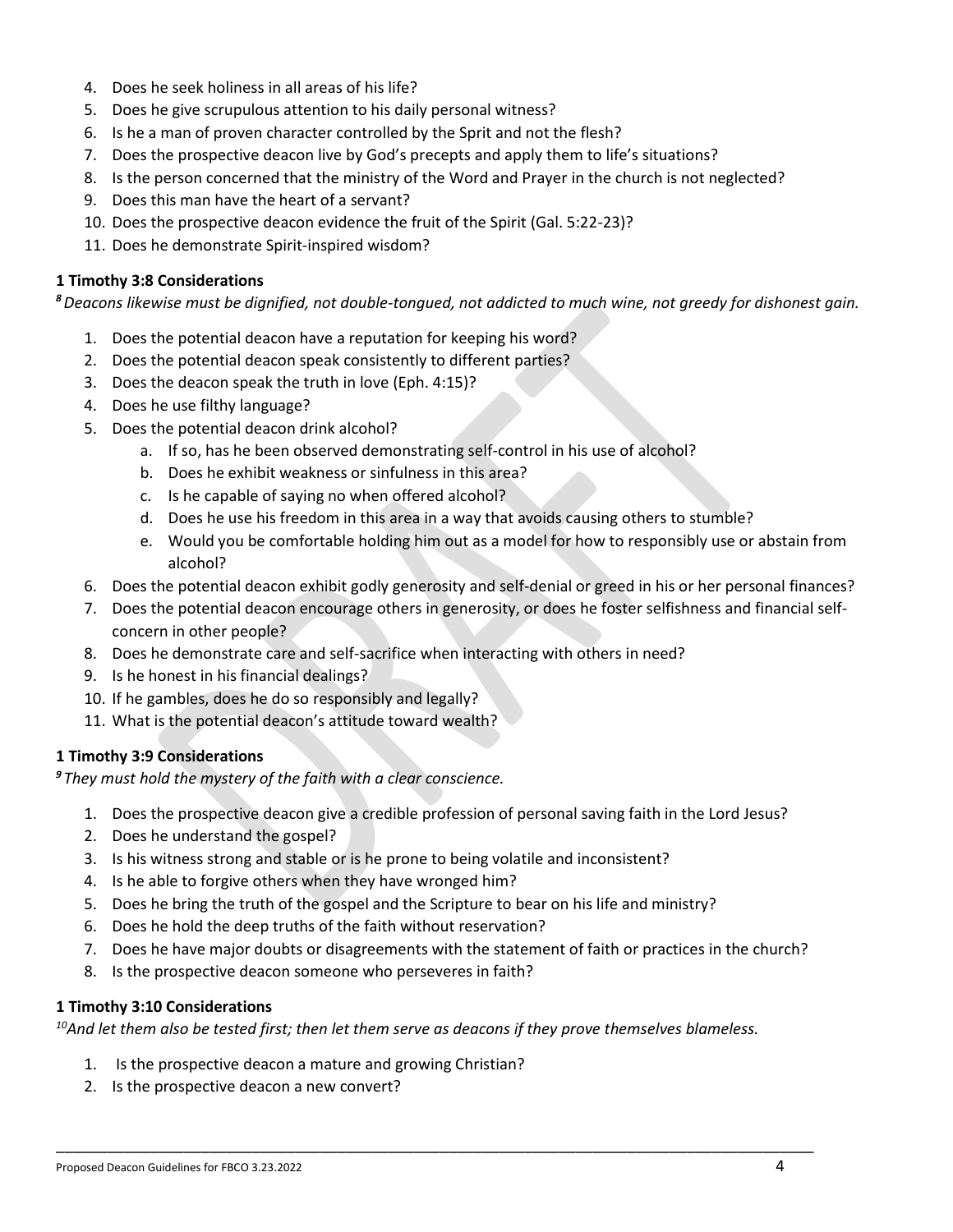4. Does he seek holiness in all areas of his life?
5. Does he give scrupulous attention to his daily personal witness?
6. Is he a man of proven character controlled by the Sprit and not the flesh?
7. Does the prospective deacon live by God's precepts and apply them to life's situations?
8. Is the person concerned that the ministry of the Word and Prayer in the church is not neglected?
9. Does this man have the heart of a servant?
10. Does the prospective deacon evidence the fruit of the Spirit (Gal. 5:22-23)?
11. Does he demonstrate Spirit-inspired wisdom?

**1 Timothy 3:8 Considerations**

*[8] Deacons likewise must be dignified, not double-tongued, not addicted to much wine, not greedy for dishonest gain.*

1. Does the potential deacon have a reputation for keeping his word?
2. Does the potential deacon speak consistently to different parties?
3. Does the deacon speak the truth in love (Eph. 4:15)?
4. Does he use filthy language?
5. Does the potential deacon drink alcohol?
   a. If so, has he been observed demonstrating self-control in his use of alcohol?
   b. Does he exhibit weakness or sinfulness in this area?
   c. Is he capable of saying no when offered alcohol?
   d. Does he use his freedom in this area in a way that avoids causing others to stumble?
   e. Would you be comfortable holding him out as a model for how to responsibly use or abstain from alcohol?
6. Does the potential deacon exhibit godly generosity and self-denial or greed in his or her personal finances?
7. Does the potential deacon encourage others in generosity, or does he foster selfishness and financial self-concern in other people?
8. Does he demonstrate care and self-sacrifice when interacting with others in need?
9. Is he honest in his financial dealings?
10. If he gambles, does he do so responsibly and legally?
11. What is the potential deacon's attitude toward wealth?

**1 Timothy 3:9 Considerations**

*[9] They must hold the mystery of the faith with a clear conscience.*

1. Does the prospective deacon give a credible profession of personal saving faith in the Lord Jesus?
2. Does he understand the gospel?
3. Is his witness strong and stable or is he prone to being volatile and inconsistent?
4. Is he able to forgive others when they have wronged him?
5. Does he bring the truth of the gospel and the Scripture to bear on his life and ministry?
6. Does he hold the deep truths of the faith without reservation?
7. Does he have major doubts or disagreements with the statement of faith or practices in the church?
8. Is the prospective deacon someone who perseveres in faith?

**1 Timothy 3:10 Considerations**

*[10] And let them also be tested first; then let them serve as deacons if they prove themselves blameless.*

1. Is the prospective deacon a mature and growing Christian?
2. Is the prospective deacon a new convert?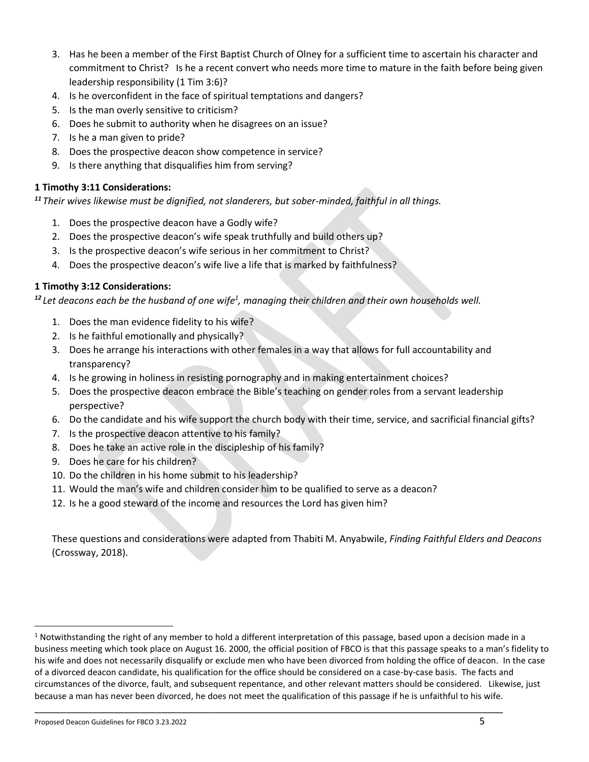3. Has he been a member of the First Baptist Church of Olney for a sufficient time to ascertain his character and commitment to Christ? Is he a recent convert who needs more time to mature in the faith before being given leadership responsibility (1 Tim 3:6)?
4. Is he overconfident in the face of spiritual temptations and dangers?
5. Is the man overly sensitive to criticism?
6. Does he submit to authority when he disagrees on an issue?
7. Is he a man given to pride?
8. Does the prospective deacon show competence in service?
9. Is there anything that disqualifies him from serving?

**1 Timothy 3:11 Considerations:**

***11*** *Their wives likewise must be dignified, not slanderers, but sober-minded, faithful in all things.*

1. Does the prospective deacon have a Godly wife?
2. Does the prospective deacon's wife speak truthfully and build others up?
3. Is the prospective deacon's wife serious in her commitment to Christ?
4. Does the prospective deacon's wife live a life that is marked by faithfulness?

**1 Timothy 3:12 Considerations:**

***12*** *Let deacons each be the husband of one wife*[1]*, managing their children and their own households well.*

1. Does the man evidence fidelity to his wife?
2. Is he faithful emotionally and physically?
3. Does he arrange his interactions with other females in a way that allows for full accountability and transparency?
4. Is he growing in holiness in resisting pornography and in making entertainment choices?
5. Does the prospective deacon embrace the Bible's teaching on gender roles from a servant leadership perspective?
6. Do the candidate and his wife support the church body with their time, service, and sacrificial financial gifts?
7. Is the prospective deacon attentive to his family?
8. Does he take an active role in the discipleship of his family?
9. Does he care for his children?
10. Do the children in his home submit to his leadership?
11. Would the man's wife and children consider him to be qualified to serve as a deacon?
12. Is he a good steward of the income and resources the Lord has given him?

These questions and considerations were adapted from Thabiti M. Anyabwile, *Finding Faithful Elders and Deacons* (Crossway, 2018).

---

[1] Notwithstanding the right of any member to hold a different interpretation of this passage, based upon a decision made in a business meeting which took place on August 16. 2000, the official position of FBCO is that this passage speaks to a man's fidelity to his wife and does not necessarily disqualify or exclude men who have been divorced from holding the office of deacon. In the case of a divorced deacon candidate, his qualification for the office should be considered on a case-by-case basis. The facts and circumstances of the divorce, fault, and subsequent repentance, and other relevant matters should be considered. Likewise, just because a man has never been divorced, he does not meet the qualification of this passage if he is unfaithful to his wife.